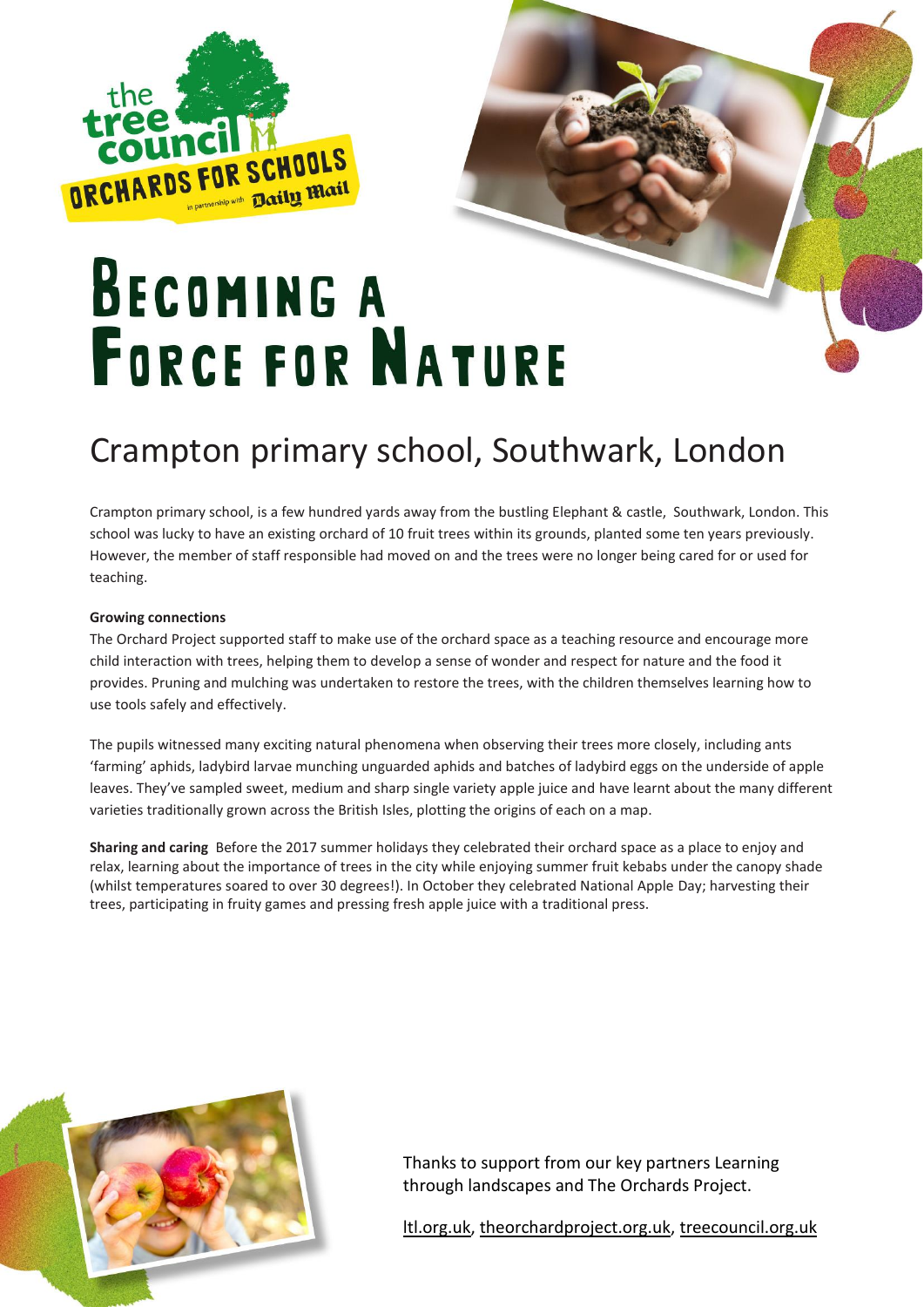the tree council

ORCHARDS FOR SCHOOLS

in partnership with Daily Mail

# Becoming a Force for Nature

## Crampton primary school, Southwark, London

Crampton primary school, is a few hundred yards away from the bustling Elephant & castle, Southwark, London. This school was lucky to have an existing orchard of 10 fruit trees within its grounds, planted some ten years previously. However, the member of staff responsible had moved on and the trees were no longer being cared for or used for teaching.

**Growing connections**

The Orchard Project supported staff to make use of the orchard space as a teaching resource and encourage more child interaction with trees, helping them to develop a sense of wonder and respect for nature and the food it provides. Pruning and mulching was undertaken to restore the trees, with the children themselves learning how to use tools safely and effectively.

The pupils witnessed many exciting natural phenomena when observing their trees more closely, including ants 'farming' aphids, ladybird larvae munching unguarded aphids and batches of ladybird eggs on the underside of apple leaves. They've sampled sweet, medium and sharp single variety apple juice and have learnt about the many different varieties traditionally grown across the British Isles, plotting the origins of each on a map.

**Sharing and caring** Before the 2017 summer holidays they celebrated their orchard space as a place to enjoy and relax, learning about the importance of trees in the city while enjoying summer fruit kebabs under the canopy shade (whilst temperatures soared to over 30 degrees!). In October they celebrated National Apple Day; harvesting their trees, participating in fruity games and pressing fresh apple juice with a traditional press.

Thanks to support from our key partners Learning through landscapes and The Orchards Project.

ltl.org.uk, theorchardproject.org.uk, treecouncil.org.uk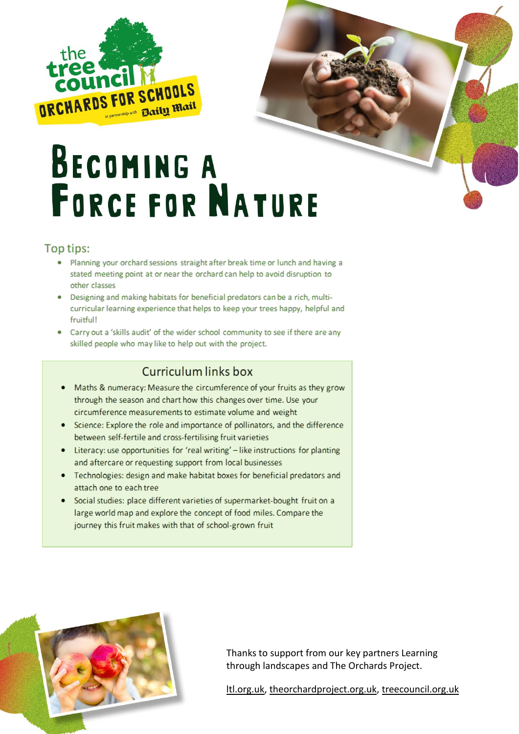# Becoming a Force for Nature

## Top tips:

- Planning your orchard sessions straight after break time or lunch and having a stated meeting point at or near the orchard can help to avoid disruption to other classes
- Designing and making habitats for beneficial predators can be a rich, multi-curricular learning experience that helps to keep your trees happy, helpful and fruitful!
- Carry out a 'skills audit' of the wider school community to see if there are any skilled people who may like to help out with the project.

## Curriculum links box

- Maths & numeracy: Measure the circumference of your fruits as they grow through the season and chart how this changes over time. Use your circumference measurements to estimate volume and weight
- Science: Explore the role and importance of pollinators, and the difference between self-fertile and cross-fertilising fruit varieties
- Literacy: use opportunities for 'real writing' – like instructions for planting and aftercare or requesting support from local businesses
- Technologies: design and make habitat boxes for beneficial predators and attach one to each tree
- Social studies: place different varieties of supermarket-bought fruit on a large world map and explore the concept of food miles. Compare the journey this fruit makes with that of school-grown fruit

Thanks to support from our key partners Learning through landscapes and The Orchards Project.

ltl.org.uk, theorchardproject.org.uk, treecouncil.org.uk